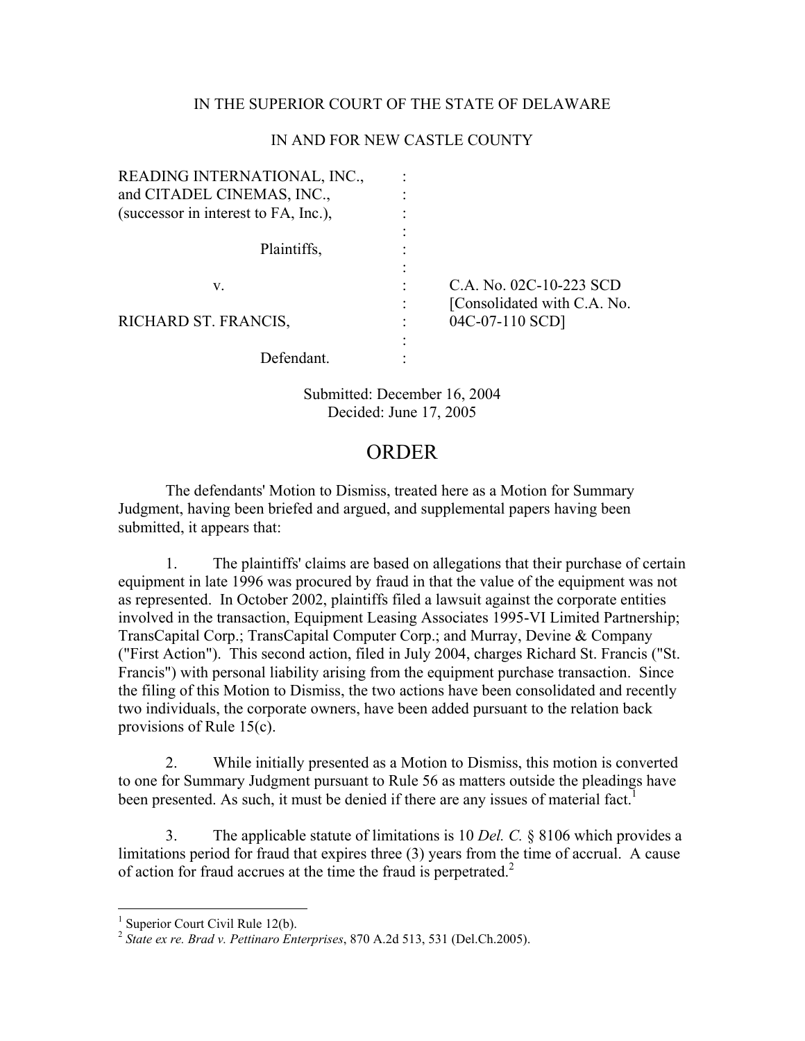IN THE SUPERIOR COURT OF THE STATE OF DELAWARE

IN AND FOR NEW CASTLE COUNTY

| | | |
|---|---|---|
| READING INTERNATIONAL, INC., and CITADEL CINEMAS, INC., (successor in interest to FA, Inc.), | : | |
| Plaintiffs, | : | |
| v. | : | C.A. No. 02C-10-223 SCD [Consolidated with C.A. No. 04C-07-110 SCD] |
| RICHARD ST. FRANCIS, | : | |
| Defendant. | : | |

Submitted: December 16, 2004
Decided: June 17, 2005

# ORDER

The defendants' Motion to Dismiss, treated here as a Motion for Summary Judgment, having been briefed and argued, and supplemental papers having been submitted, it appears that:

1. The plaintiffs' claims are based on allegations that their purchase of certain equipment in late 1996 was procured by fraud in that the value of the equipment was not as represented. In October 2002, plaintiffs filed a lawsuit against the corporate entities involved in the transaction, Equipment Leasing Associates 1995-VI Limited Partnership; TransCapital Corp.; TransCapital Computer Corp.; and Murray, Devine & Company ("First Action"). This second action, filed in July 2004, charges Richard St. Francis ("St. Francis") with personal liability arising from the equipment purchase transaction. Since the filing of this Motion to Dismiss, the two actions have been consolidated and recently two individuals, the corporate owners, have been added pursuant to the relation back provisions of Rule 15(c).

2. While initially presented as a Motion to Dismiss, this motion is converted to one for Summary Judgment pursuant to Rule 56 as matters outside the pleadings have been presented. As such, it must be denied if there are any issues of material fact.[1]

3. The applicable statute of limitations is 10 *Del. C.* § 8106 which provides a limitations period for fraud that expires three (3) years from the time of accrual. A cause of action for fraud accrues at the time the fraud is perpetrated.[2]

---

[1] Superior Court Civil Rule 12(b).

[2] *State ex re. Brad v. Pettinaro Enterprises*, 870 A.2d 513, 531 (Del.Ch.2005).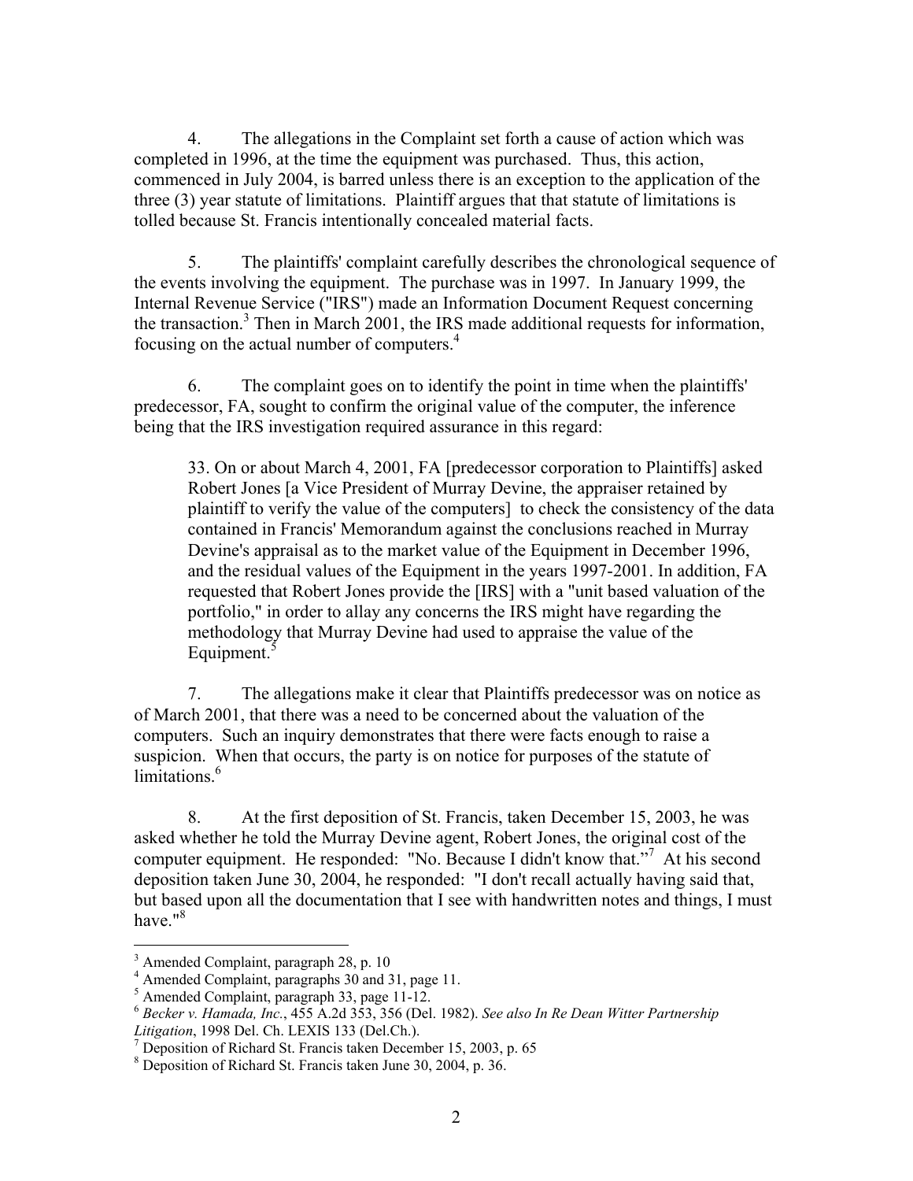4. The allegations in the Complaint set forth a cause of action which was completed in 1996, at the time the equipment was purchased. Thus, this action, commenced in July 2004, is barred unless there is an exception to the application of the three (3) year statute of limitations. Plaintiff argues that that statute of limitations is tolled because St. Francis intentionally concealed material facts.

5. The plaintiffs' complaint carefully describes the chronological sequence of the events involving the equipment. The purchase was in 1997. In January 1999, the Internal Revenue Service ("IRS") made an Information Document Request concerning the transaction.[3] Then in March 2001, the IRS made additional requests for information, focusing on the actual number of computers.[4]

6. The complaint goes on to identify the point in time when the plaintiffs' predecessor, FA, sought to confirm the original value of the computer, the inference being that the IRS investigation required assurance in this regard:

> 33. On or about March 4, 2001, FA [predecessor corporation to Plaintiffs] asked Robert Jones [a Vice President of Murray Devine, the appraiser retained by plaintiff to verify the value of the computers] to check the consistency of the data contained in Francis' Memorandum against the conclusions reached in Murray Devine's appraisal as to the market value of the Equipment in December 1996, and the residual values of the Equipment in the years 1997-2001. In addition, FA requested that Robert Jones provide the [IRS] with a "unit based valuation of the portfolio," in order to allay any concerns the IRS might have regarding the methodology that Murray Devine had used to appraise the value of the Equipment.[5]

7. The allegations make it clear that Plaintiffs predecessor was on notice as of March 2001, that there was a need to be concerned about the valuation of the computers. Such an inquiry demonstrates that there were facts enough to raise a suspicion. When that occurs, the party is on notice for purposes of the statute of limitations.[6]

8. At the first deposition of St. Francis, taken December 15, 2003, he was asked whether he told the Murray Devine agent, Robert Jones, the original cost of the computer equipment. He responded: "No. Because I didn't know that."[7] At his second deposition taken June 30, 2004, he responded: "I don't recall actually having said that, but based upon all the documentation that I see with handwritten notes and things, I must have."[8]

---

[3] Amended Complaint, paragraph 28, p. 10

[4] Amended Complaint, paragraphs 30 and 31, page 11.

[5] Amended Complaint, paragraph 33, page 11-12.

[6] *Becker v. Hamada, Inc.*, 455 A.2d 353, 356 (Del. 1982). *See also In Re Dean Witter Partnership Litigation*, 1998 Del. Ch. LEXIS 133 (Del.Ch.).

[7] Deposition of Richard St. Francis taken December 15, 2003, p. 65

[8] Deposition of Richard St. Francis taken June 30, 2004, p. 36.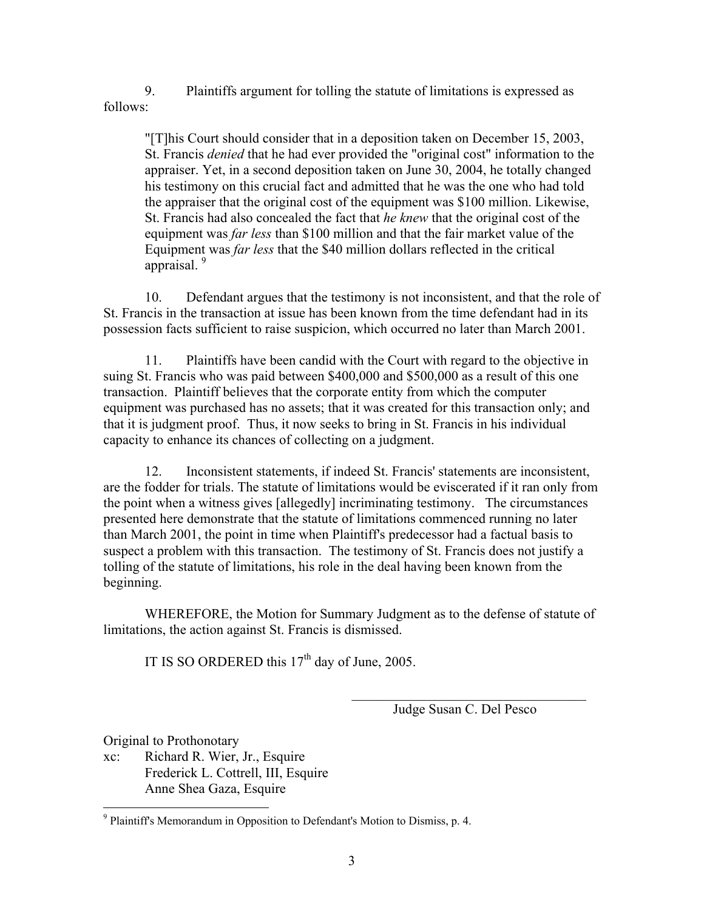9. Plaintiffs argument for tolling the statute of limitations is expressed as follows:

> "[T]his Court should consider that in a deposition taken on December 15, 2003, St. Francis *denied* that he had ever provided the "original cost" information to the appraiser. Yet, in a second deposition taken on June 30, 2004, he totally changed his testimony on this crucial fact and admitted that he was the one who had told the appraiser that the original cost of the equipment was $100 million. Likewise, St. Francis had also concealed the fact that *he knew* that the original cost of the equipment was *far less* than $100 million and that the fair market value of the Equipment was *far less* that the $40 million dollars reflected in the critical appraisal. [9]

10. Defendant argues that the testimony is not inconsistent, and that the role of St. Francis in the transaction at issue has been known from the time defendant had in its possession facts sufficient to raise suspicion, which occurred no later than March 2001.

11. Plaintiffs have been candid with the Court with regard to the objective in suing St. Francis who was paid between $400,000 and $500,000 as a result of this one transaction. Plaintiff believes that the corporate entity from which the computer equipment was purchased has no assets; that it was created for this transaction only; and that it is judgment proof. Thus, it now seeks to bring in St. Francis in his individual capacity to enhance its chances of collecting on a judgment.

12. Inconsistent statements, if indeed St. Francis' statements are inconsistent, are the fodder for trials. The statute of limitations would be eviscerated if it ran only from the point when a witness gives [allegedly] incriminating testimony. The circumstances presented here demonstrate that the statute of limitations commenced running no later than March 2001, the point in time when Plaintiff's predecessor had a factual basis to suspect a problem with this transaction. The testimony of St. Francis does not justify a tolling of the statute of limitations, his role in the deal having been known from the beginning.

WHEREFORE, the Motion for Summary Judgment as to the defense of statute of limitations, the action against St. Francis is dismissed.

IT IS SO ORDERED this 17th day of June, 2005.

Judge Susan C. Del Pesco

Original to Prothonotary

xc: Richard R. Wier, Jr., Esquire
Frederick L. Cottrell, III, Esquire
Anne Shea Gaza, Esquire

[9] Plaintiff's Memorandum in Opposition to Defendant's Motion to Dismiss, p. 4.